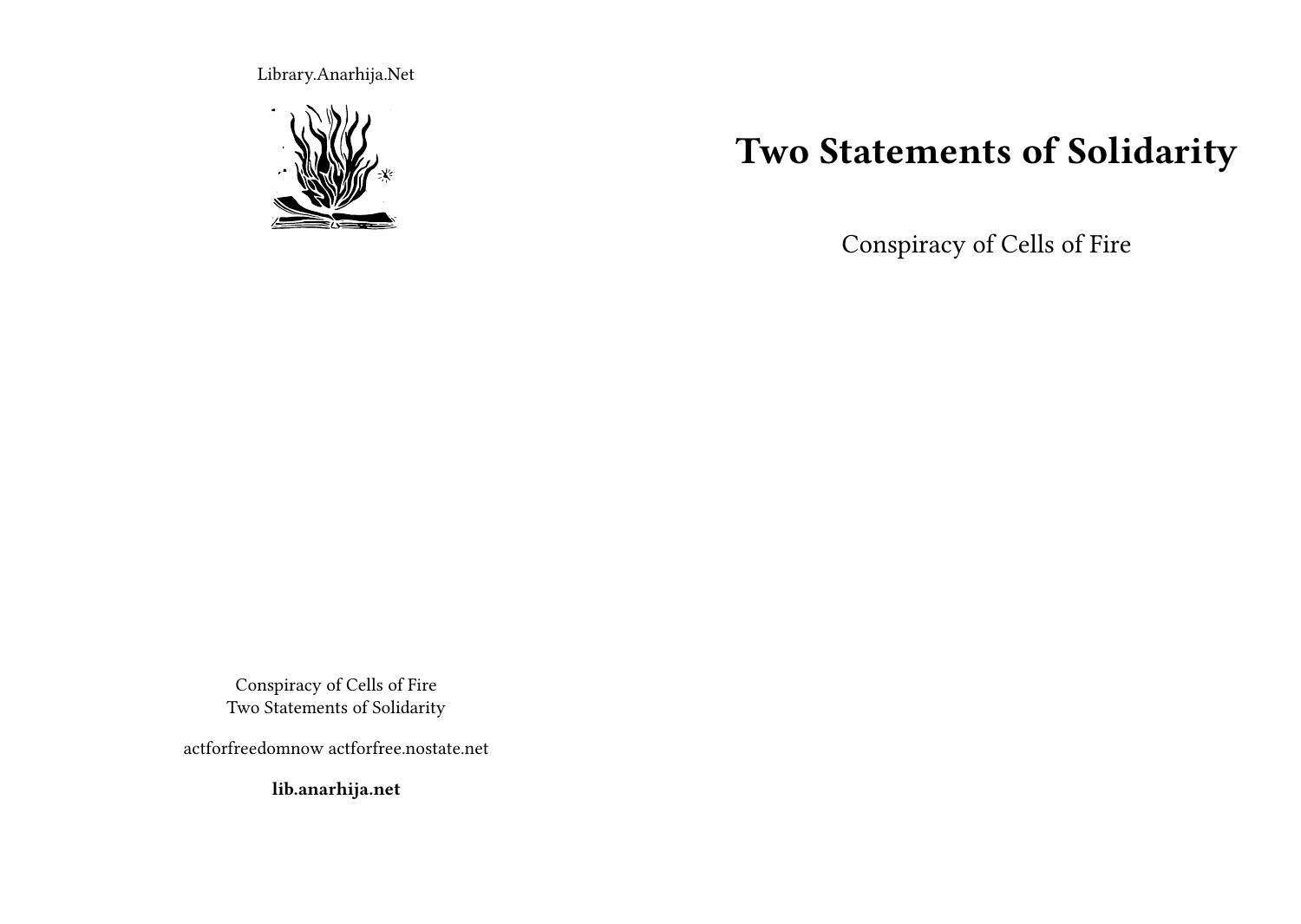Library.Anarhija.Net

# Two Statements of Solidarity

Conspiracy of Cells of Fire

Conspiracy of Cells of Fire
Two Statements of Solidarity

actforfreedomnow actforfree.nostate.net

**lib.anarhija.net**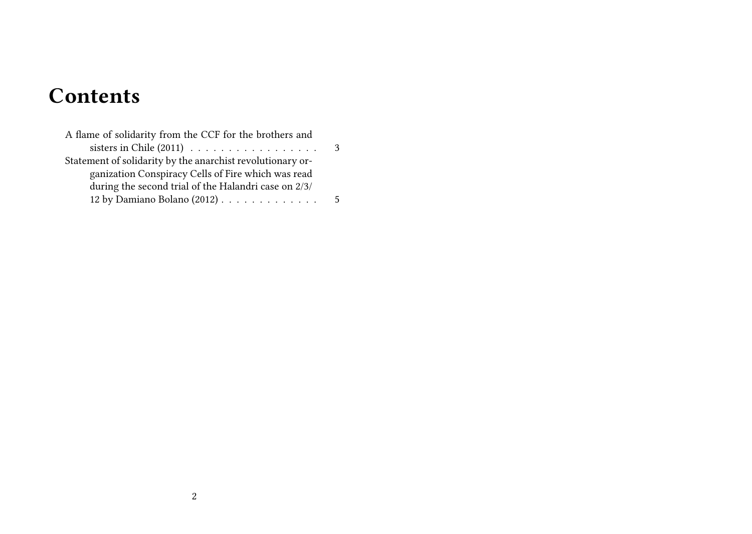# Contents

A flame of solidarity from the CCF for the brothers and sisters in Chile (2011) . . . . . . . . . . . . . . . . . 3

Statement of solidarity by the anarchist revolutionary organization Conspiracy Cells of Fire which was read during the second trial of the Halandri case on 2/3/12 by Damiano Bolano (2012) . . . . . . . . . . . . . 5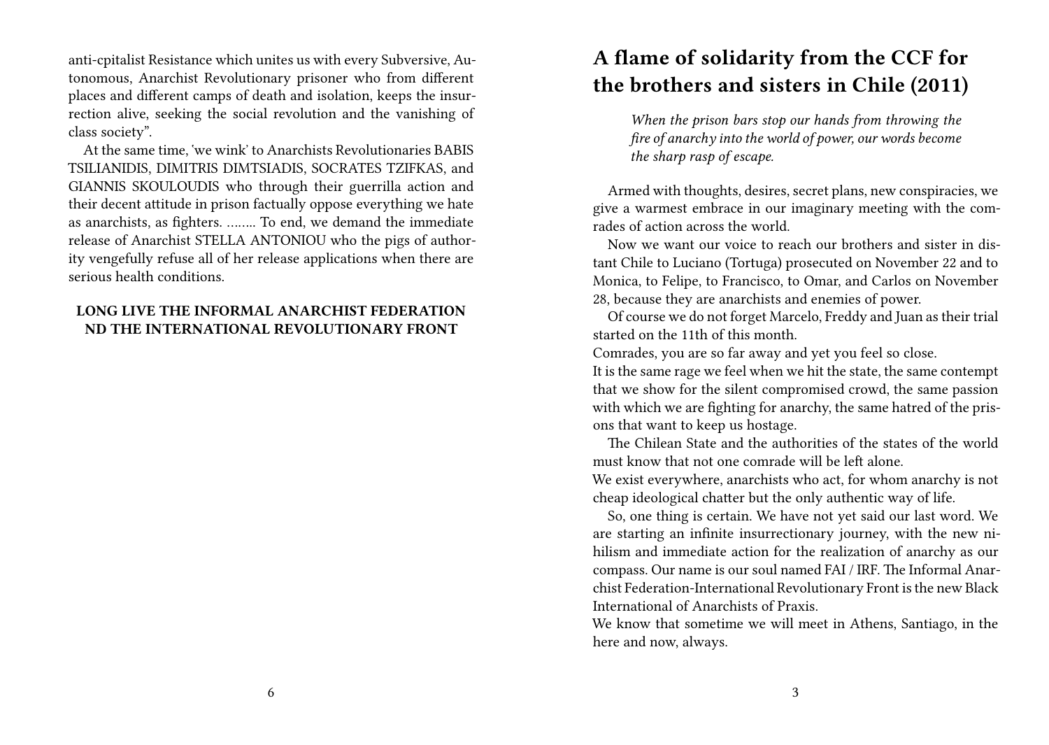anti-cpitalist Resistance which unites us with every Subversive, Autonomous, Anarchist Revolutionary prisoner who from different places and different camps of death and isolation, keeps the insurrection alive, seeking the social revolution and the vanishing of class society".

At the same time, 'we wink' to Anarchists Revolutionaries BABIS TSILIANIDIS, DIMITRIS DIMTSIADIS, SOCRATES TZIFKAS, and GIANNIS SKOULOUDIS who through their guerrilla action and their decent attitude in prison factually oppose everything we hate as anarchists, as fighters. …….. To end, we demand the immediate release of Anarchist STELLA ANTONIOU who the pigs of authority vengefully refuse all of her release applications when there are serious health conditions.

**LONG LIVE THE INFORMAL ANARCHIST FEDERATION ND THE INTERNATIONAL REVOLUTIONARY FRONT**

# A flame of solidarity from the CCF for the brothers and sisters in Chile (2011)

> *When the prison bars stop our hands from throwing the fire of anarchy into the world of power, our words become the sharp rasp of escape.*

Armed with thoughts, desires, secret plans, new conspiracies, we give a warmest embrace in our imaginary meeting with the comrades of action across the world.

Now we want our voice to reach our brothers and sister in distant Chile to Luciano (Tortuga) prosecuted on November 22 and to Monica, to Felipe, to Francisco, to Omar, and Carlos on November 28, because they are anarchists and enemies of power.

Of course we do not forget Marcelo, Freddy and Juan as their trial started on the 11th of this month.

Comrades, you are so far away and yet you feel so close.

It is the same rage we feel when we hit the state, the same contempt that we show for the silent compromised crowd, the same passion with which we are fighting for anarchy, the same hatred of the prisons that want to keep us hostage.

The Chilean State and the authorities of the states of the world must know that not one comrade will be left alone.

We exist everywhere, anarchists who act, for whom anarchy is not cheap ideological chatter but the only authentic way of life.

So, one thing is certain. We have not yet said our last word. We are starting an infinite insurrectionary journey, with the new nihilism and immediate action for the realization of anarchy as our compass. Our name is our soul named FAI / IRF. The Informal Anarchist Federation-International Revolutionary Front is the new Black International of Anarchists of Praxis.

We know that sometime we will meet in Athens, Santiago, in the here and now, always.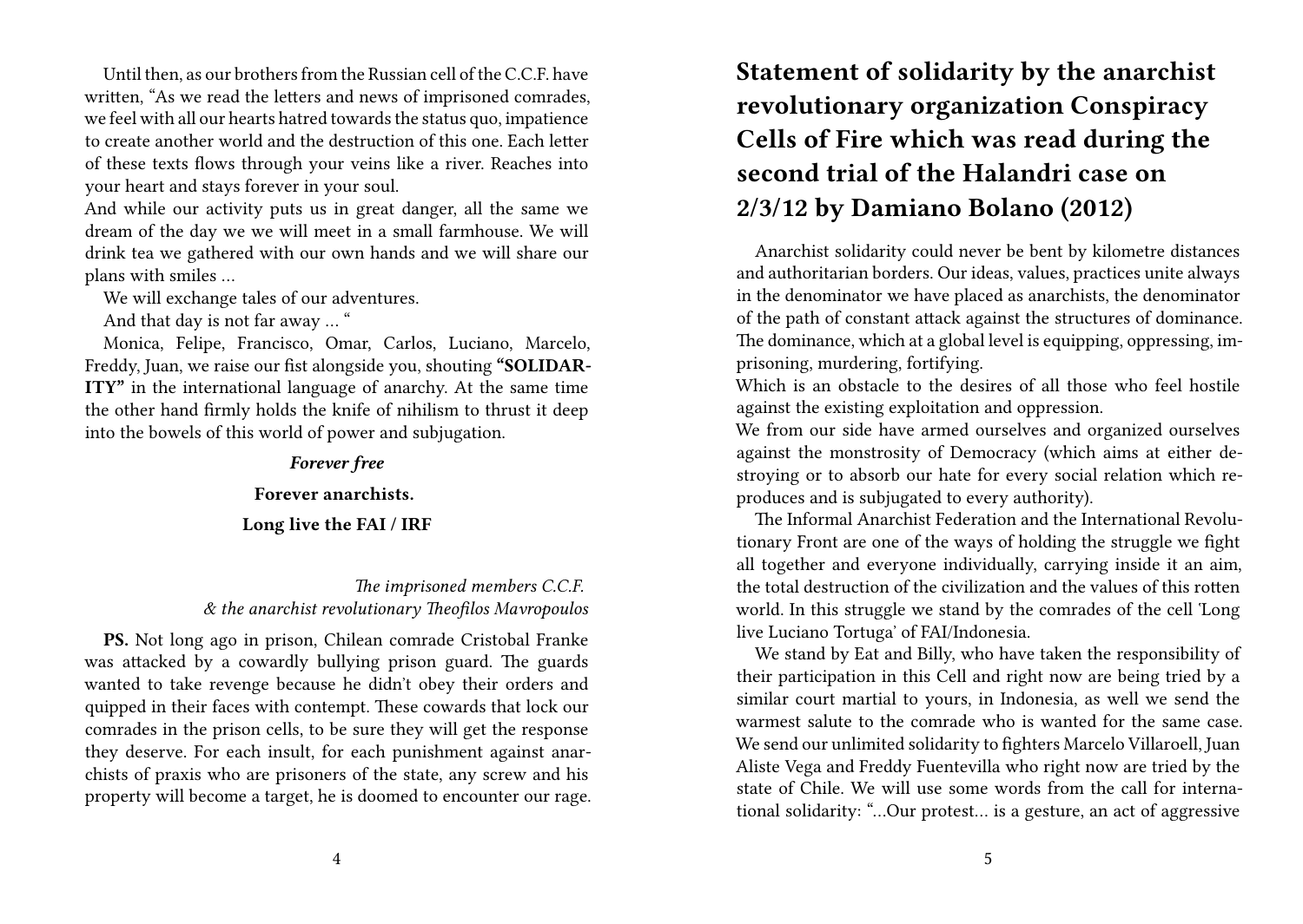Until then, as our brothers from the Russian cell of the C.C.F. have written, "As we read the letters and news of imprisoned comrades, we feel with all our hearts hatred towards the status quo, impatience to create another world and the destruction of this one. Each letter of these texts flows through your veins like a river. Reaches into your heart and stays forever in your soul.

And while our activity puts us in great danger, all the same we dream of the day we we will meet in a small farmhouse. We will drink tea we gathered with our own hands and we will share our plans with smiles …

We will exchange tales of our adventures.

And that day is not far away … "

Monica, Felipe, Francisco, Omar, Carlos, Luciano, Marcelo, Freddy, Juan, we raise our fist alongside you, shouting **"SOLIDARITY"** in the international language of anarchy. At the same time the other hand firmly holds the knife of nihilism to thrust it deep into the bowels of this world of power and subjugation.

***Forever free***

**Forever anarchists.**

**Long live the FAI / IRF**

*The imprisoned members C.C.F.*
*& the anarchist revolutionary Theofilos Mavropoulos*

**PS.** Not long ago in prison, Chilean comrade Cristobal Franke was attacked by a cowardly bullying prison guard. The guards wanted to take revenge because he didn't obey their orders and quipped in their faces with contempt. These cowards that lock our comrades in the prison cells, to be sure they will get the response they deserve. For each insult, for each punishment against anarchists of praxis who are prisoners of the state, any screw and his property will become a target, he is doomed to encounter our rage.

# Statement of solidarity by the anarchist revolutionary organization Conspiracy Cells of Fire which was read during the second trial of the Halandri case on 2/3/12 by Damiano Bolano (2012)

Anarchist solidarity could never be bent by kilometre distances and authoritarian borders. Our ideas, values, practices unite always in the denominator we have placed as anarchists, the denominator of the path of constant attack against the structures of dominance. The dominance, which at a global level is equipping, oppressing, imprisoning, murdering, fortifying.

Which is an obstacle to the desires of all those who feel hostile against the existing exploitation and oppression.

We from our side have armed ourselves and organized ourselves against the monstrosity of Democracy (which aims at either destroying or to absorb our hate for every social relation which reproduces and is subjugated to every authority).

The Informal Anarchist Federation and the International Revolutionary Front are one of the ways of holding the struggle we fight all together and everyone individually, carrying inside it an aim, the total destruction of the civilization and the values of this rotten world. In this struggle we stand by the comrades of the cell 'Long live Luciano Tortuga' of FAI/Indonesia.

We stand by Eat and Billy, who have taken the responsibility of their participation in this Cell and right now are being tried by a similar court martial to yours, in Indonesia, as well we send the warmest salute to the comrade who is wanted for the same case. We send our unlimited solidarity to fighters Marcelo Villaroell, Juan Aliste Vega and Freddy Fuentevilla who right now are tried by the state of Chile. We will use some words from the call for international solidarity: "…Our protest… is a gesture, an act of aggressive